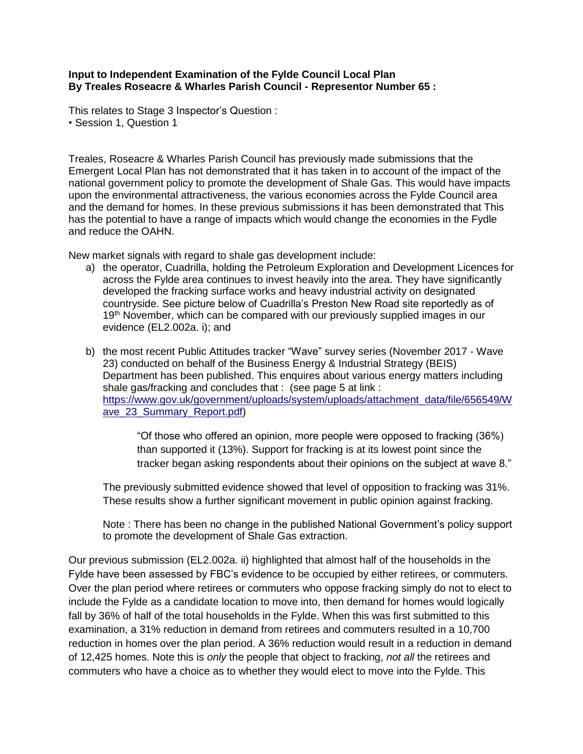**Input to Independent Examination of the Fylde Council Local Plan**
**By Treales Roseacre & Wharles Parish Council - Representor Number 65 :**

This relates to Stage 3 Inspector's Question :
• Session 1, Question 1

Treales, Roseacre & Wharles Parish Council has previously made submissions that the Emergent Local Plan has not demonstrated that it has taken in to account of the impact of the national government policy to promote the development of Shale Gas. This would have impacts upon the environmental attractiveness, the various economies across the Fylde Council area and the demand for homes. In these previous submissions it has been demonstrated that This has the potential to have a range of impacts which would change the economies in the Fylde and reduce the OAHN.

New market signals with regard to shale gas development include:

a) the operator, Cuadrilla, holding the Petroleum Exploration and Development Licences for across the Fylde area continues to invest heavily into the area. They have significantly developed the fracking surface works and heavy industrial activity on designated countryside. See picture below of Cuadrilla's Preston New Road site reportedly as of 19th November, which can be compared with our previously supplied images in our evidence (EL2.002a. i); and

b) the most recent Public Attitudes tracker "Wave" survey series (November 2017 - Wave 23) conducted on behalf of the Business Energy & Industrial Strategy (BEIS) Department has been published. This enquires about various energy matters including shale gas/fracking and concludes that : (see page 5 at link : [https://www.gov.uk/government/uploads/system/uploads/attachment_data/file/656549/Wave_23_Summary_Report.pdf](https://www.gov.uk/government/uploads/system/uploads/attachment_data/file/656549/Wave_23_Summary_Report.pdf))

> "Of those who offered an opinion, more people were opposed to fracking (36%) than supported it (13%). Support for fracking is at its lowest point since the tracker began asking respondents about their opinions on the subject at wave 8."

The previously submitted evidence showed that level of opposition to fracking was 31%. These results show a further significant movement in public opinion against fracking.

Note : There has been no change in the published National Government's policy support to promote the development of Shale Gas extraction.

Our previous submission (EL2.002a. ii) highlighted that almost half of the households in the Fylde have been assessed by FBC's evidence to be occupied by either retirees, or commuters. Over the plan period where retirees or commuters who oppose fracking simply do not to elect to include the Fylde as a candidate location to move into, then demand for homes would logically fall by 36% of half of the total households in the Fylde. When this was first submitted to this examination, a 31% reduction in demand from retirees and commuters resulted in a 10,700 reduction in homes over the plan period. A 36% reduction would result in a reduction in demand of 12,425 homes. Note this is *only* the people that object to fracking, *not all* the retirees and commuters who have a choice as to whether they would elect to move into the Fylde. This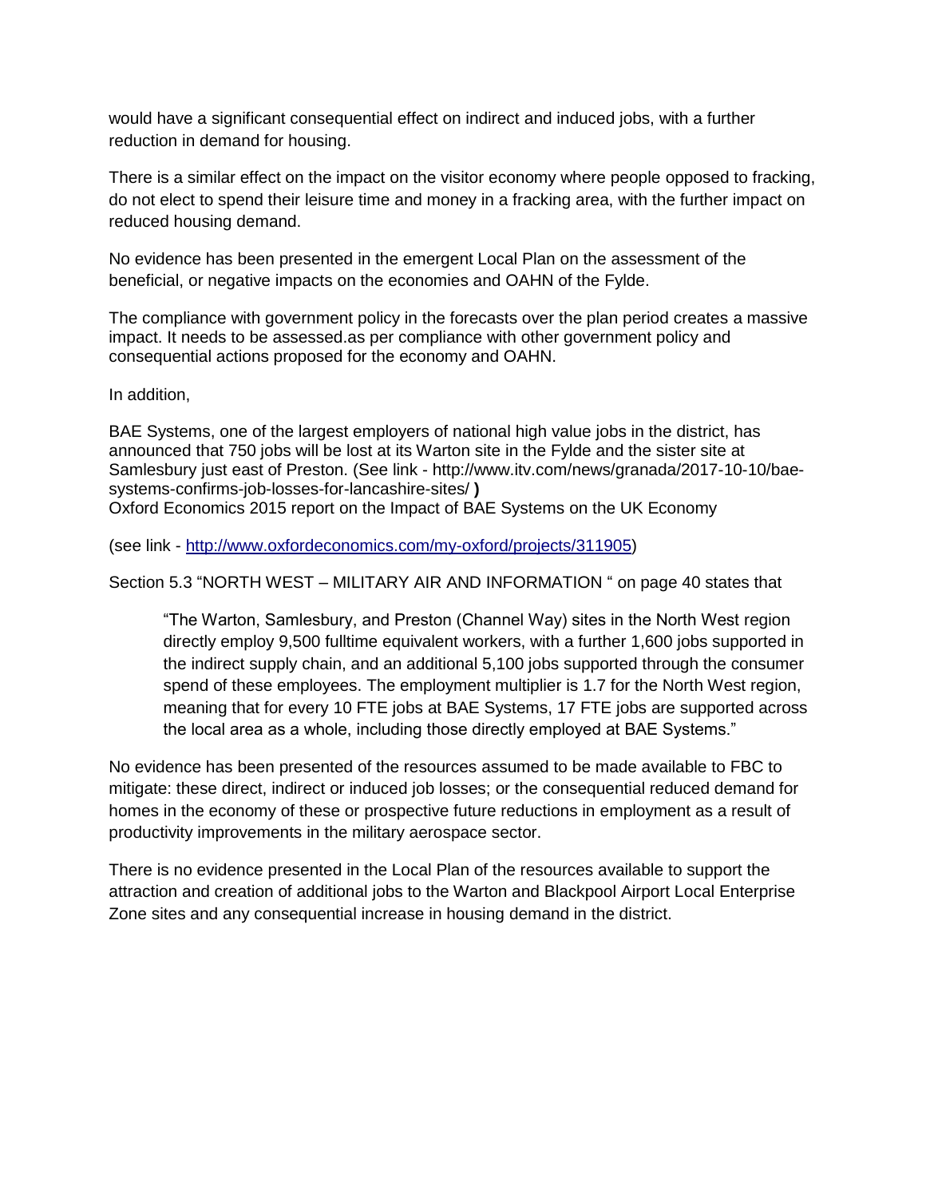would have a significant consequential effect on indirect and induced jobs, with a further reduction in demand for housing.

There is a similar effect on the impact on the visitor economy where people opposed to fracking, do not elect to spend their leisure time and money in a fracking area, with the further impact on reduced housing demand.

No evidence has been presented in the emergent Local Plan on the assessment of the beneficial, or negative impacts on the economies and OAHN of the Fylde.

The compliance with government policy in the forecasts over the plan period creates a massive impact. It needs to be assessed.as per compliance with other government policy and consequential actions proposed for the economy and OAHN.

In addition,

BAE Systems, one of the largest employers of national high value jobs in the district, has announced that 750 jobs will be lost at its Warton site in the Fylde and the sister site at Samlesbury just east of Preston. (See link - http://www.itv.com/news/granada/2017-10-10/bae-systems-confirms-job-losses-for-lancashire-sites/ **)**
Oxford Economics 2015 report on the Impact of BAE Systems on the UK Economy

(see link - [http://www.oxfordeconomics.com/my-oxford/projects/311905](http://www.oxfordeconomics.com/my-oxford/projects/311905))

Section 5.3 "NORTH WEST – MILITARY AIR AND INFORMATION " on page 40 states that

> "The Warton, Samlesbury, and Preston (Channel Way) sites in the North West region directly employ 9,500 fulltime equivalent workers, with a further 1,600 jobs supported in the indirect supply chain, and an additional 5,100 jobs supported through the consumer spend of these employees. The employment multiplier is 1.7 for the North West region, meaning that for every 10 FTE jobs at BAE Systems, 17 FTE jobs are supported across the local area as a whole, including those directly employed at BAE Systems."

No evidence has been presented of the resources assumed to be made available to FBC to mitigate: these direct, indirect or induced job losses; or the consequential reduced demand for homes in the economy of these or prospective future reductions in employment as a result of productivity improvements in the military aerospace sector.

There is no evidence presented in the Local Plan of the resources available to support the attraction and creation of additional jobs to the Warton and Blackpool Airport Local Enterprise Zone sites and any consequential increase in housing demand in the district.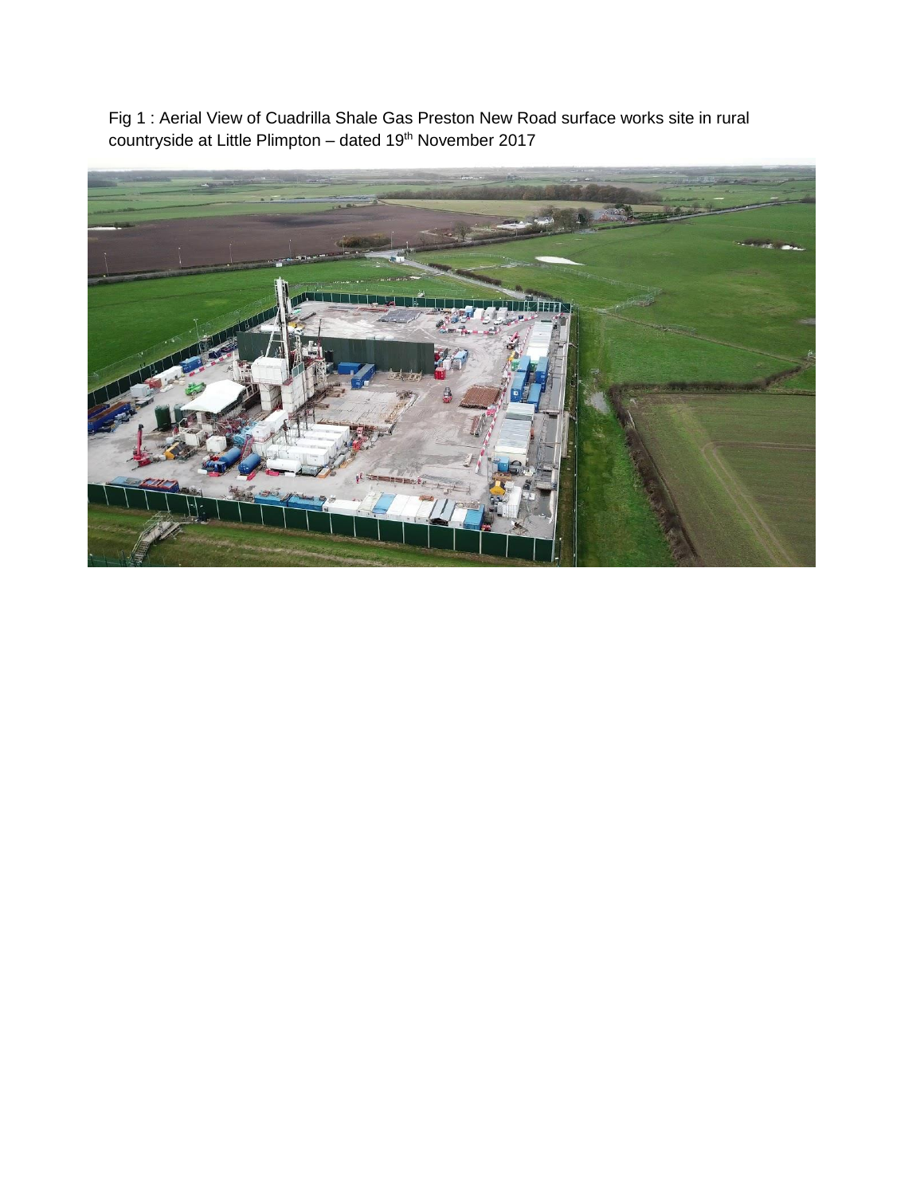Fig 1 : Aerial View of Cuadrilla Shale Gas Preston New Road surface works site in rural countryside at Little Plimpton – dated 19th November 2017